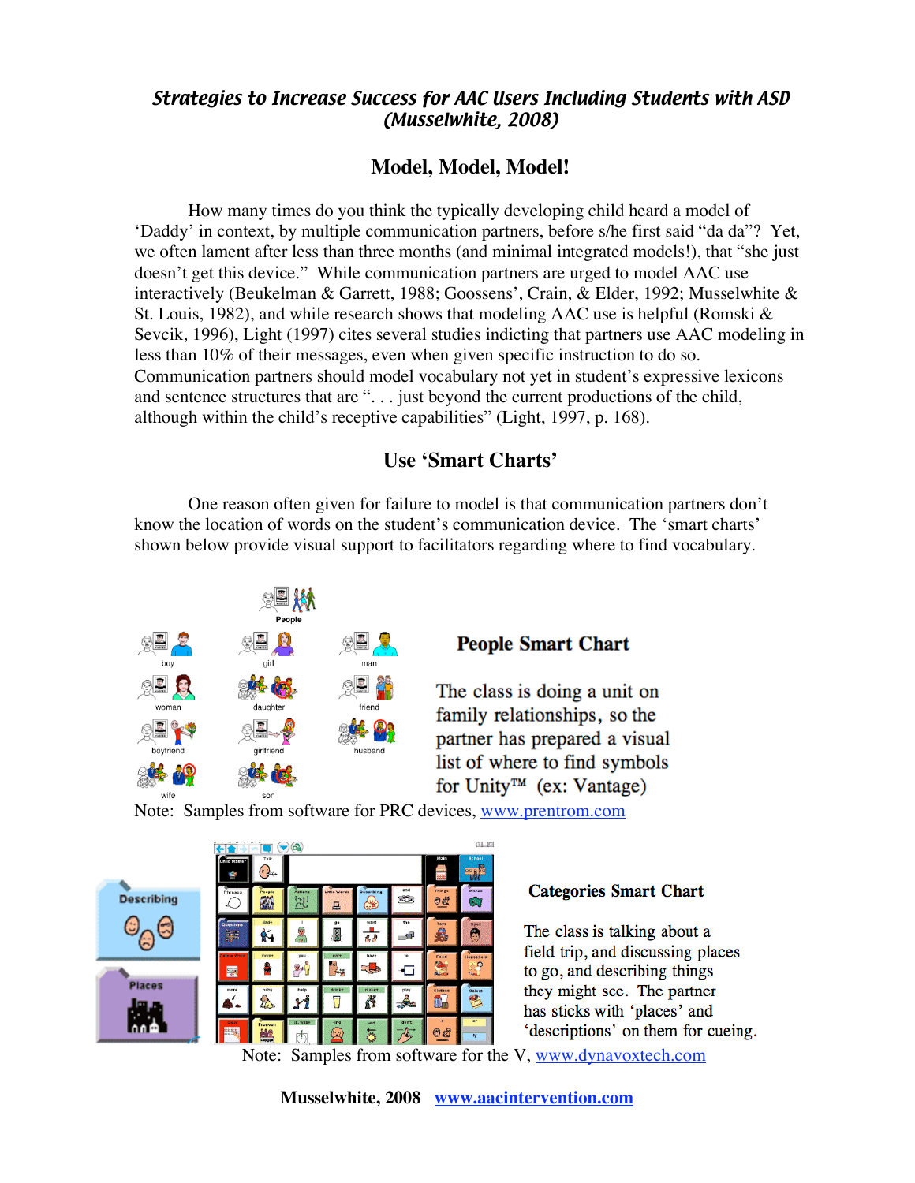## *Strategies to Increase Success for AAC Users Including Students with ASD (Musselwhite, 2008)*

### Model, Model, Model!

How many times do you think the typically developing child heard a model of 'Daddy' in context, by multiple communication partners, before s/he first said "da da"? Yet, we often lament after less than three months (and minimal integrated models!), that "she just doesn't get this device." While communication partners are urged to model AAC use interactively (Beukelman & Garrett, 1988; Goossens', Crain, & Elder, 1992; Musselwhite & St. Louis, 1982), and while research shows that modeling AAC use is helpful (Romski & Sevcik, 1996), Light (1997) cites several studies indicting that partners use AAC modeling in less than 10% of their messages, even when given specific instruction to do so. Communication partners should model vocabulary not yet in student's expressive lexicons and sentence structures that are ". . . just beyond the current productions of the child, although within the child's receptive capabilities" (Light, 1997, p. 168).

### Use 'Smart Charts'

One reason often given for failure to model is that communication partners don't know the location of words on the student's communication device. The 'smart charts' shown below provide visual support to facilitators regarding where to find vocabulary.

People

boy girl man

woman daughter friend

boyfriend girlfriend husband

wife son

**People Smart Chart**

The class is doing a unit on family relationships, so the partner has prepared a visual list of where to find symbols for Unity™ (ex: Vantage)

Note: Samples from software for PRC devices, www.prentrom.com

Describing

Places

**Categories Smart Chart**

The class is talking about a field trip, and discussing places to go, and describing things they might see. The partner has sticks with 'places' and 'descriptions' on them for cueing.

Note: Samples from software for the V, www.dynavoxtech.com

**Musselwhite, 2008 www.aacintervention.com**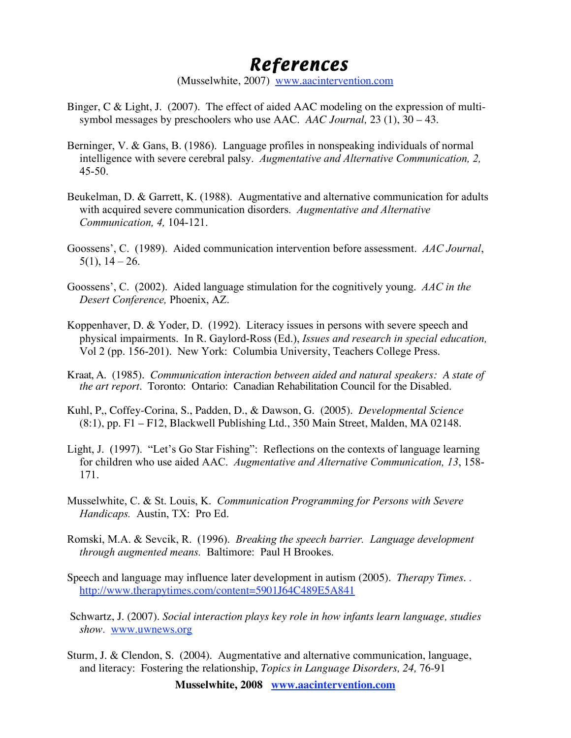# References

(Musselwhite, 2007) www.aacintervention.com

Binger, C & Light, J. (2007). The effect of aided AAC modeling on the expression of multi-symbol messages by preschoolers who use AAC. *AAC Journal,* 23 (1), 30 – 43.

Berninger, V. & Gans, B. (1986). Language profiles in nonspeaking individuals of normal intelligence with severe cerebral palsy. *Augmentative and Alternative Communication, 2,* 45-50.

Beukelman, D. & Garrett, K. (1988). Augmentative and alternative communication for adults with acquired severe communication disorders. *Augmentative and Alternative Communication, 4,* 104-121.

Goossens', C. (1989). Aided communication intervention before assessment. *AAC Journal*, 5(1), 14 – 26.

Goossens', C. (2002). Aided language stimulation for the cognitively young. *AAC in the Desert Conference,* Phoenix, AZ.

Koppenhaver, D. & Yoder, D. (1992). Literacy issues in persons with severe speech and physical impairments. In R. Gaylord-Ross (Ed.), *Issues and research in special education,* Vol 2 (pp. 156-201). New York: Columbia University, Teachers College Press.

Kraat, A. (1985). *Communication interaction between aided and natural speakers: A state of the art report*. Toronto: Ontario: Canadian Rehabilitation Council for the Disabled.

Kuhl, P,, Coffey-Corina, S., Padden, D., & Dawson, G. (2005). *Developmental Science* (8:1), pp. F1 – F12, Blackwell Publishing Ltd., 350 Main Street, Malden, MA 02148.

Light, J. (1997). "Let's Go Star Fishing": Reflections on the contexts of language learning for children who use aided AAC. *Augmentative and Alternative Communication, 13*, 158-171.

Musselwhite, C. & St. Louis, K. *Communication Programming for Persons with Severe Handicaps.* Austin, TX: Pro Ed.

Romski, M.A. & Sevcik, R. (1996). *Breaking the speech barrier. Language development through augmented means.* Baltimore: Paul H Brookes.

Speech and language may influence later development in autism (2005). *Therapy Times*. . http://www.therapytimes.com/content=5901J64C489E5A841

Schwartz, J. (2007). *Social interaction plays key role in how infants learn language, studies show*. www.uwnews.org

Sturm, J. & Clendon, S. (2004). Augmentative and alternative communication, language, and literacy: Fostering the relationship, *Topics in Language Disorders, 24,* 76-91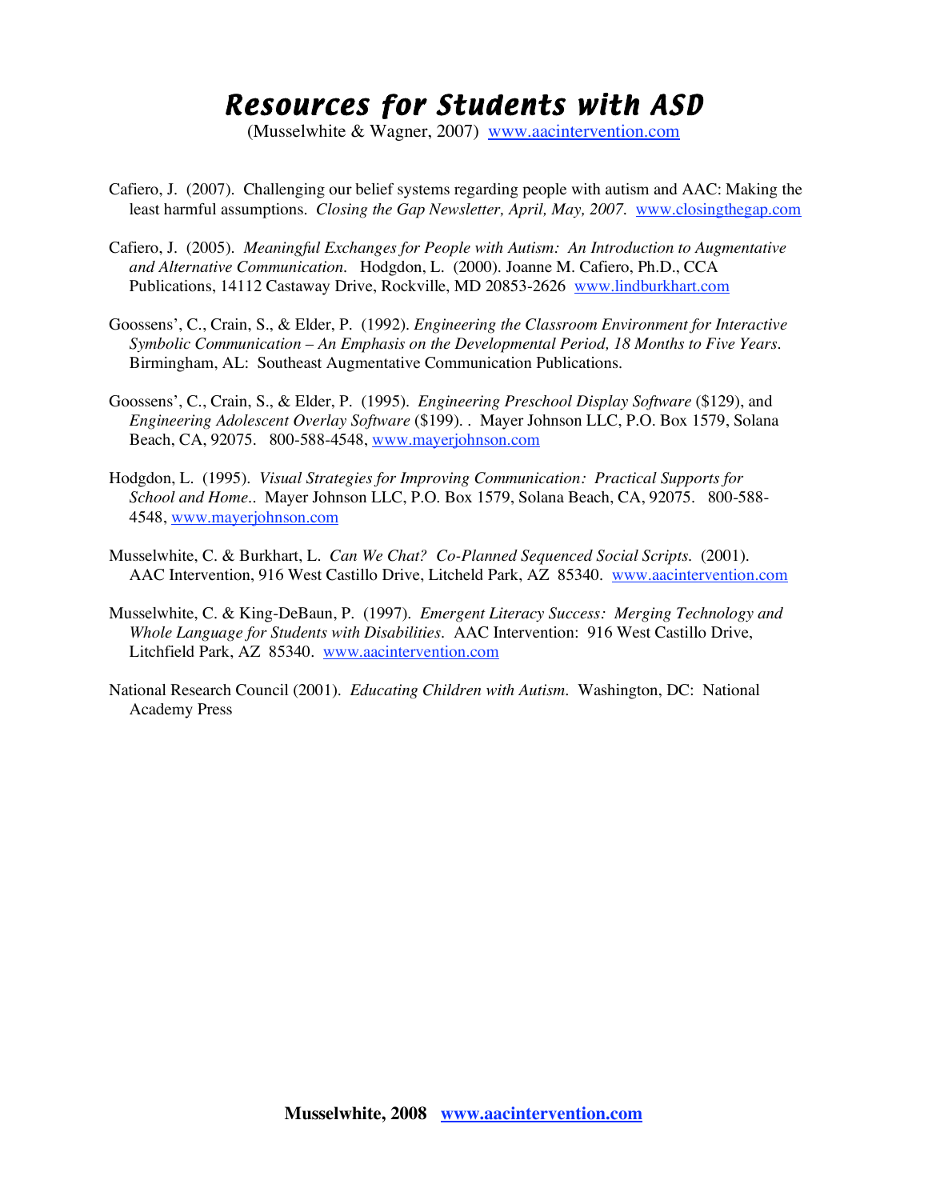# Resources for Students with ASD

(Musselwhite & Wagner, 2007) www.aacintervention.com

Cafiero, J. (2007). Challenging our belief systems regarding people with autism and AAC: Making the least harmful assumptions. *Closing the Gap Newsletter, April, May, 2007*. www.closingthegap.com

Cafiero, J. (2005). *Meaningful Exchanges for People with Autism: An Introduction to Augmentative and Alternative Communication.* Hodgdon, L. (2000). Joanne M. Cafiero, Ph.D., CCA Publications, 14112 Castaway Drive, Rockville, MD 20853-2626 www.lindburkhart.com

Goossens', C., Crain, S., & Elder, P. (1992). *Engineering the Classroom Environment for Interactive Symbolic Communication – An Emphasis on the Developmental Period, 18 Months to Five Years*. Birmingham, AL: Southeast Augmentative Communication Publications.

Goossens', C., Crain, S., & Elder, P. (1995). *Engineering Preschool Display Software* ($129), and *Engineering Adolescent Overlay Software* ($199). . Mayer Johnson LLC, P.O. Box 1579, Solana Beach, CA, 92075. 800-588-4548, www.mayerjohnson.com

Hodgdon, L. (1995). *Visual Strategies for Improving Communication: Practical Supports for School and Home.*. Mayer Johnson LLC, P.O. Box 1579, Solana Beach, CA, 92075. 800-588-4548, www.mayerjohnson.com

Musselwhite, C. & Burkhart, L. *Can We Chat? Co-Planned Sequenced Social Scripts.* (2001). AAC Intervention, 916 West Castillo Drive, Litcheld Park, AZ 85340. www.aacintervention.com

Musselwhite, C. & King-DeBaun, P. (1997). *Emergent Literacy Success: Merging Technology and Whole Language for Students with Disabilities*. AAC Intervention: 916 West Castillo Drive, Litchfield Park, AZ 85340. www.aacintervention.com

National Research Council (2001). *Educating Children with Autism*. Washington, DC: National Academy Press

**Musselwhite, 2008 www.aacintervention.com**